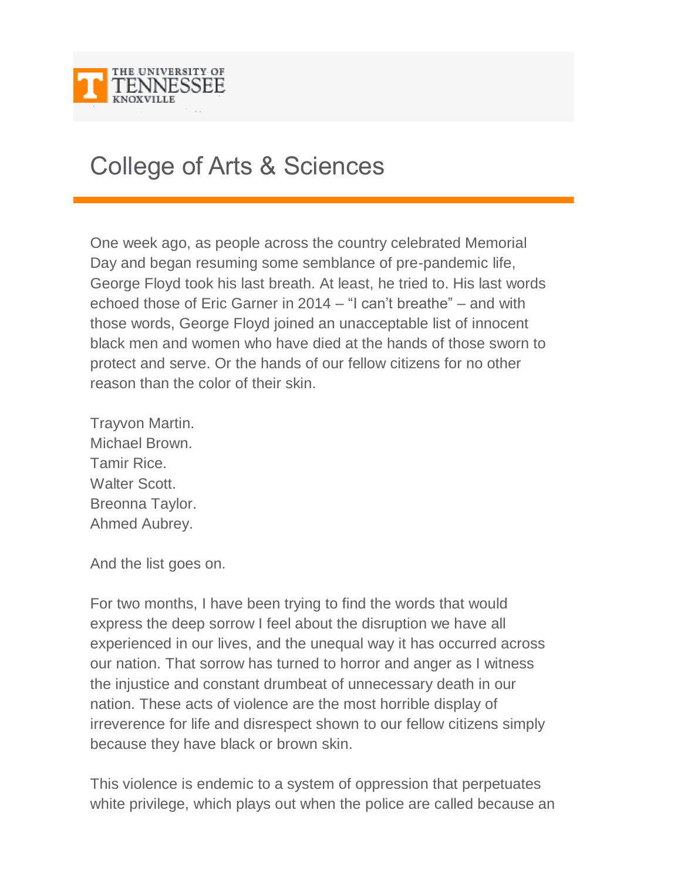THE UNIVERSITY OF TENNESSEE KNOXVILLE

# College of Arts & Sciences

One week ago, as people across the country celebrated Memorial Day and began resuming some semblance of pre-pandemic life, George Floyd took his last breath. At least, he tried to. His last words echoed those of Eric Garner in 2014 – "I can't breathe" – and with those words, George Floyd joined an unacceptable list of innocent black men and women who have died at the hands of those sworn to protect and serve. Or the hands of our fellow citizens for no other reason than the color of their skin.

Trayvon Martin.
Michael Brown.
Tamir Rice.
Walter Scott.
Breonna Taylor.
Ahmed Aubrey.

And the list goes on.

For two months, I have been trying to find the words that would express the deep sorrow I feel about the disruption we have all experienced in our lives, and the unequal way it has occurred across our nation. That sorrow has turned to horror and anger as I witness the injustice and constant drumbeat of unnecessary death in our nation. These acts of violence are the most horrible display of irreverence for life and disrespect shown to our fellow citizens simply because they have black or brown skin.

This violence is endemic to a system of oppression that perpetuates white privilege, which plays out when the police are called because an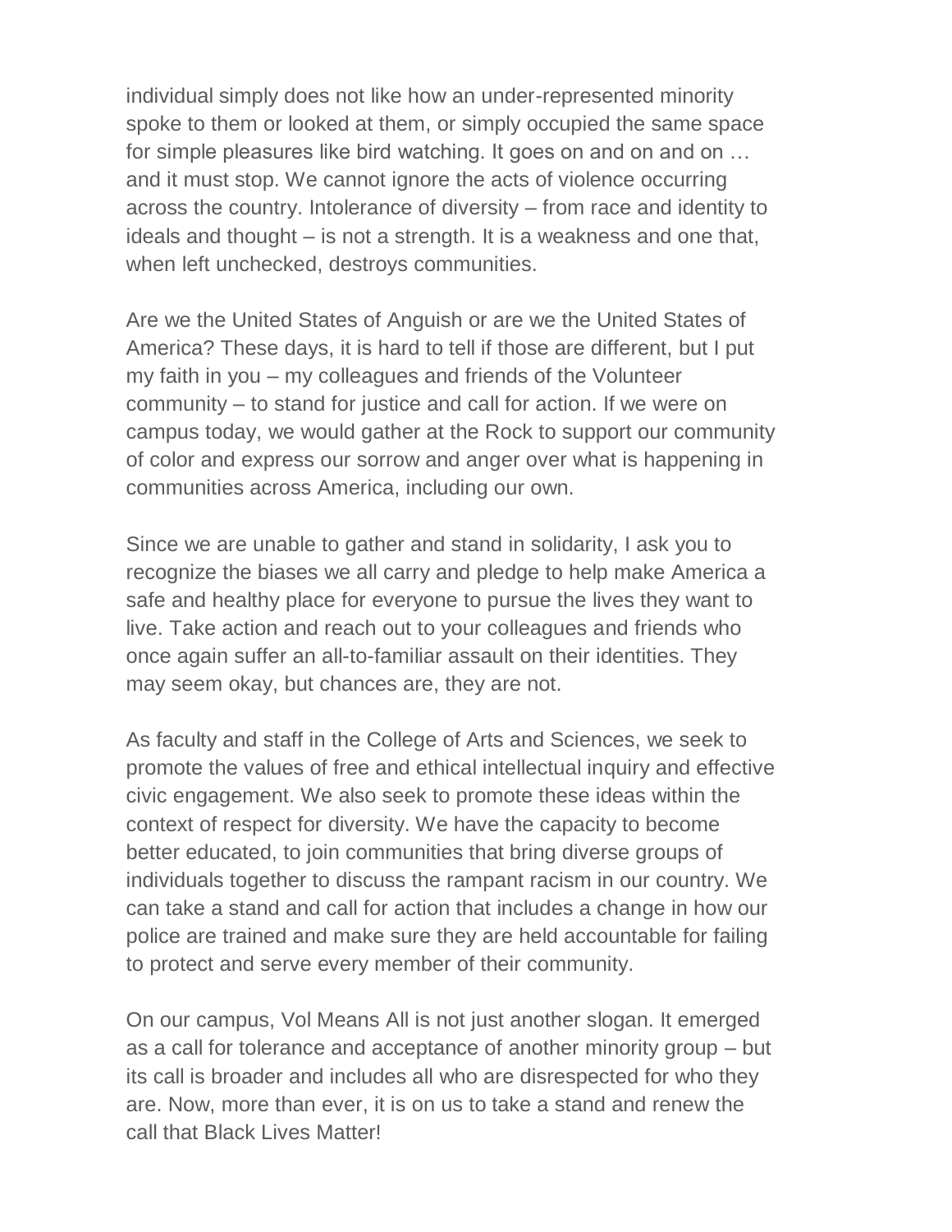individual simply does not like how an under-represented minority spoke to them or looked at them, or simply occupied the same space for simple pleasures like bird watching. It goes on and on and on … and it must stop. We cannot ignore the acts of violence occurring across the country. Intolerance of diversity – from race and identity to ideals and thought – is not a strength. It is a weakness and one that, when left unchecked, destroys communities.

Are we the United States of Anguish or are we the United States of America? These days, it is hard to tell if those are different, but I put my faith in you – my colleagues and friends of the Volunteer community – to stand for justice and call for action. If we were on campus today, we would gather at the Rock to support our community of color and express our sorrow and anger over what is happening in communities across America, including our own.

Since we are unable to gather and stand in solidarity, I ask you to recognize the biases we all carry and pledge to help make America a safe and healthy place for everyone to pursue the lives they want to live. Take action and reach out to your colleagues and friends who once again suffer an all-to-familiar assault on their identities. They may seem okay, but chances are, they are not.

As faculty and staff in the College of Arts and Sciences, we seek to promote the values of free and ethical intellectual inquiry and effective civic engagement. We also seek to promote these ideas within the context of respect for diversity. We have the capacity to become better educated, to join communities that bring diverse groups of individuals together to discuss the rampant racism in our country. We can take a stand and call for action that includes a change in how our police are trained and make sure they are held accountable for failing to protect and serve every member of their community.

On our campus, Vol Means All is not just another slogan. It emerged as a call for tolerance and acceptance of another minority group – but its call is broader and includes all who are disrespected for who they are. Now, more than ever, it is on us to take a stand and renew the call that Black Lives Matter!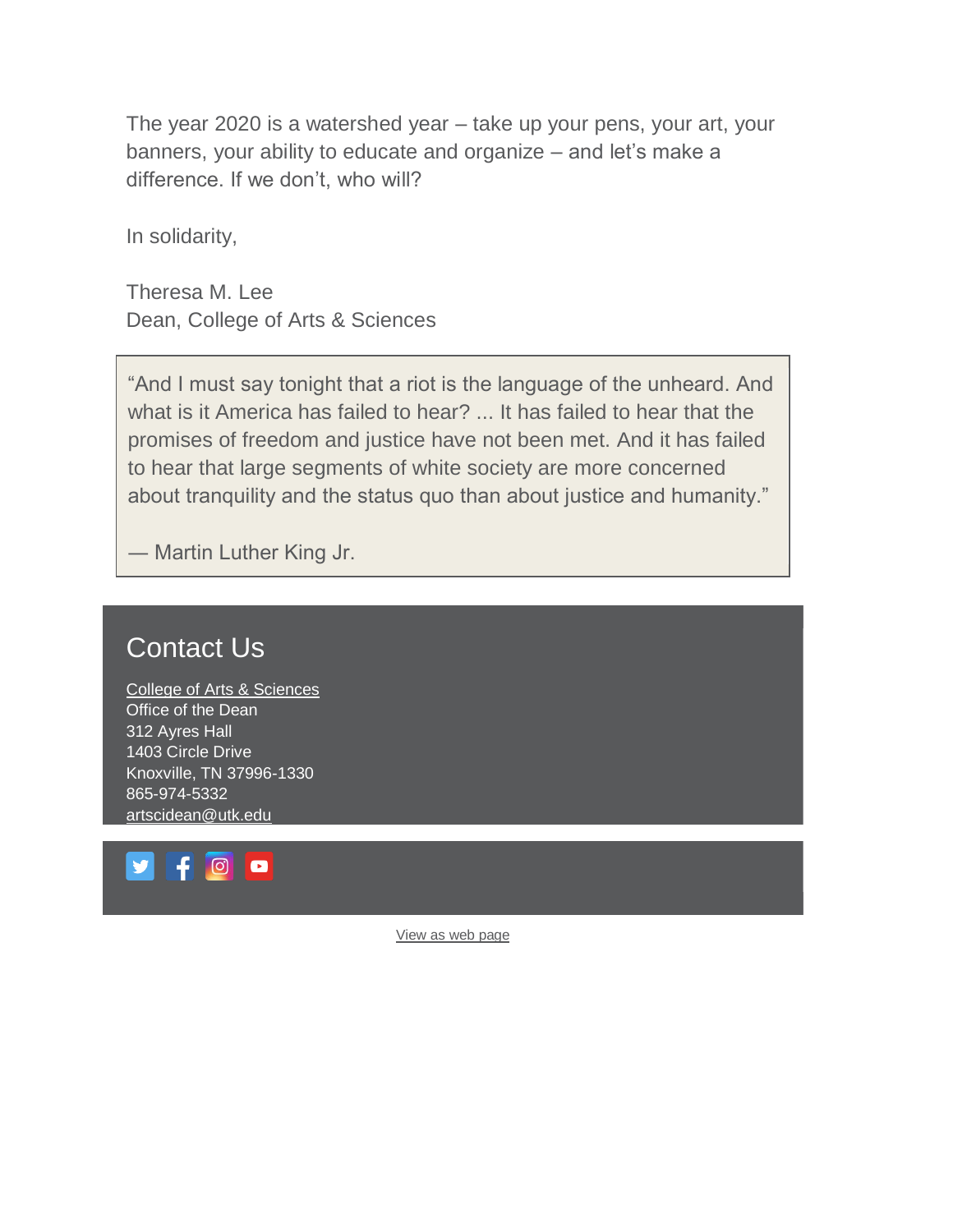The year 2020 is a watershed year – take up your pens, your art, your banners, your ability to educate and organize – and let's make a difference. If we don't, who will?

In solidarity,

Theresa M. Lee
Dean, College of Arts & Sciences

> "And I must say tonight that a riot is the language of the unheard. And what is it America has failed to hear? ... It has failed to hear that the promises of freedom and justice have not been met. And it has failed to hear that large segments of white society are more concerned about tranquility and the status quo than about justice and humanity."
>
> — Martin Luther King Jr.

## Contact Us

College of Arts & Sciences
Office of the Dean
312 Ayres Hall
1403 Circle Drive
Knoxville, TN 37996-1330
865-974-5332
artscidean@utk.edu

View as web page